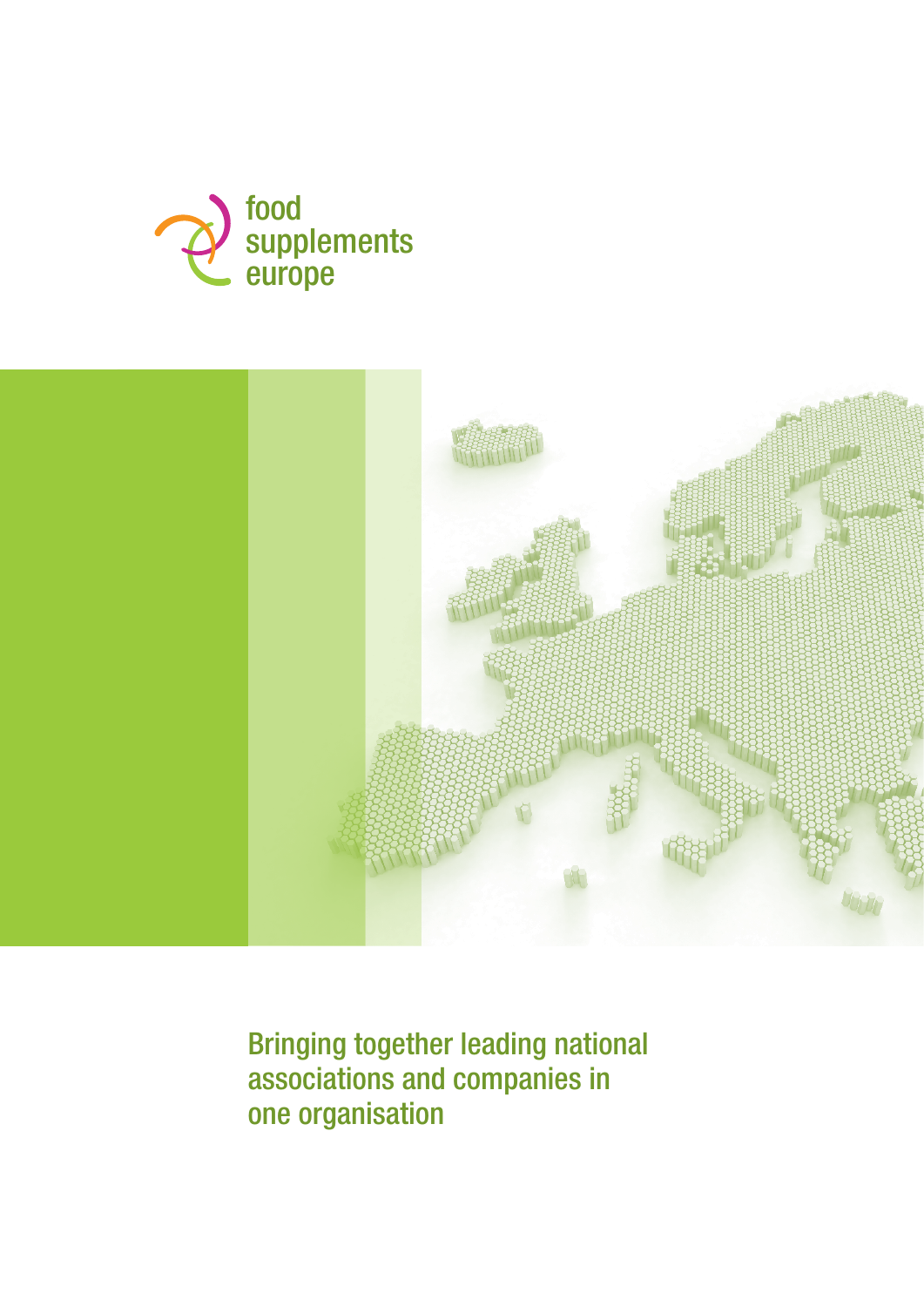food supplements europe

# Bringing together leading national associations and companies in one organisation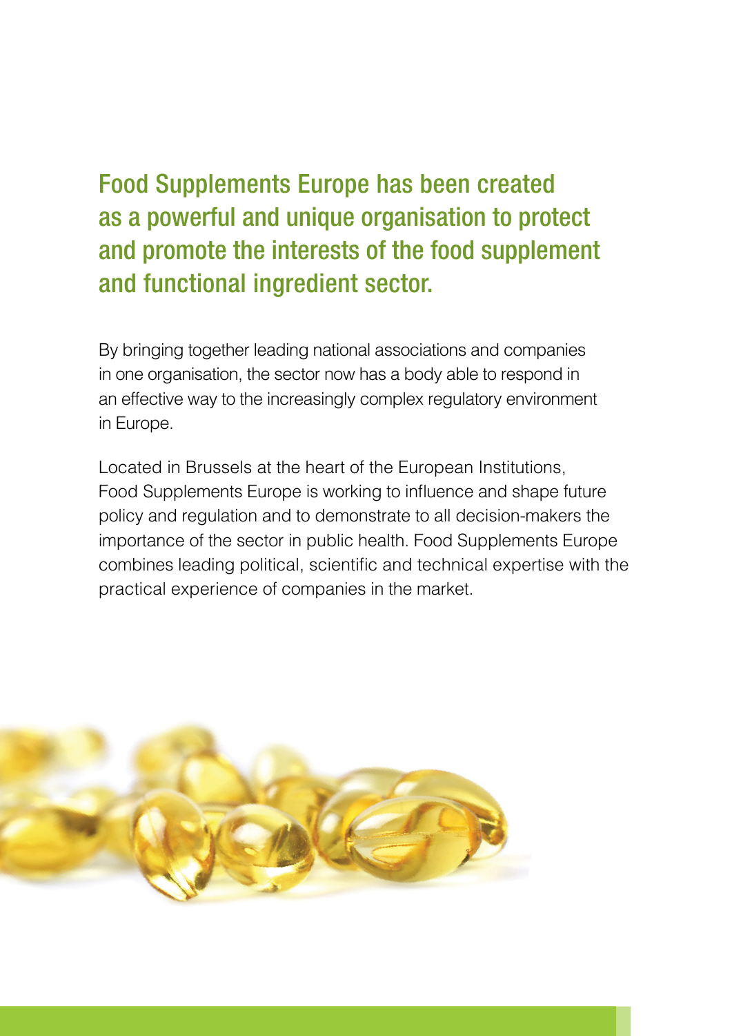## Food Supplements Europe has been created as a powerful and unique organisation to protect and promote the interests of the food supplement and functional ingredient sector.

By bringing together leading national associations and companies in one organisation, the sector now has a body able to respond in an effective way to the increasingly complex regulatory environment in Europe.

Located in Brussels at the heart of the European Institutions, Food Supplements Europe is working to influence and shape future policy and regulation and to demonstrate to all decision-makers the importance of the sector in public health. Food Supplements Europe combines leading political, scientific and technical expertise with the practical experience of companies in the market.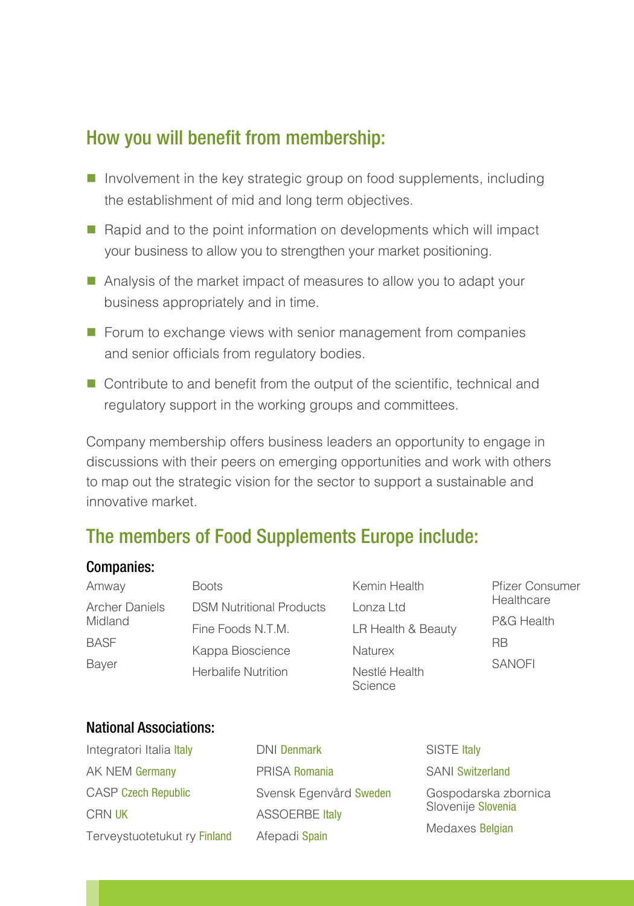## How you will benefit from membership:

- Involvement in the key strategic group on food supplements, including the establishment of mid and long term objectives.
- Rapid and to the point information on developments which will impact your business to allow you to strengthen your market positioning.
- Analysis of the market impact of measures to allow you to adapt your business appropriately and in time.
- Forum to exchange views with senior management from companies and senior officials from regulatory bodies.
- Contribute to and benefit from the output of the scientific, technical and regulatory support in the working groups and committees.

Company membership offers business leaders an opportunity to engage in discussions with their peers on emerging opportunities and work with others to map out the strategic vision for the sector to support a sustainable and innovative market.

## The members of Food Supplements Europe include:

### Companies:

Amway
Archer Daniels Midland
BASF
Bayer
Boots
DSM Nutritional Products
Fine Foods N.T.M.
Kappa Bioscience
Herbalife Nutrition
Kemin Health
Lonza Ltd
LR Health & Beauty
Naturex
Nestlé Health Science
Pfizer Consumer Healthcare
P&G Health
RB
SANOFI

### National Associations:

Integratori Italia Italy
AK NEM Germany
CASP Czech Republic
CRN UK
Terveystuotetukut ry Finland
DNI Denmark
PRISA Romania
Svensk Egenvård Sweden
ASSOERBE Italy
Afepadi Spain
SISTE Italy
SANI Switzerland
Gospodarska zbornica Slovenije Slovenia
Medaxes Belgian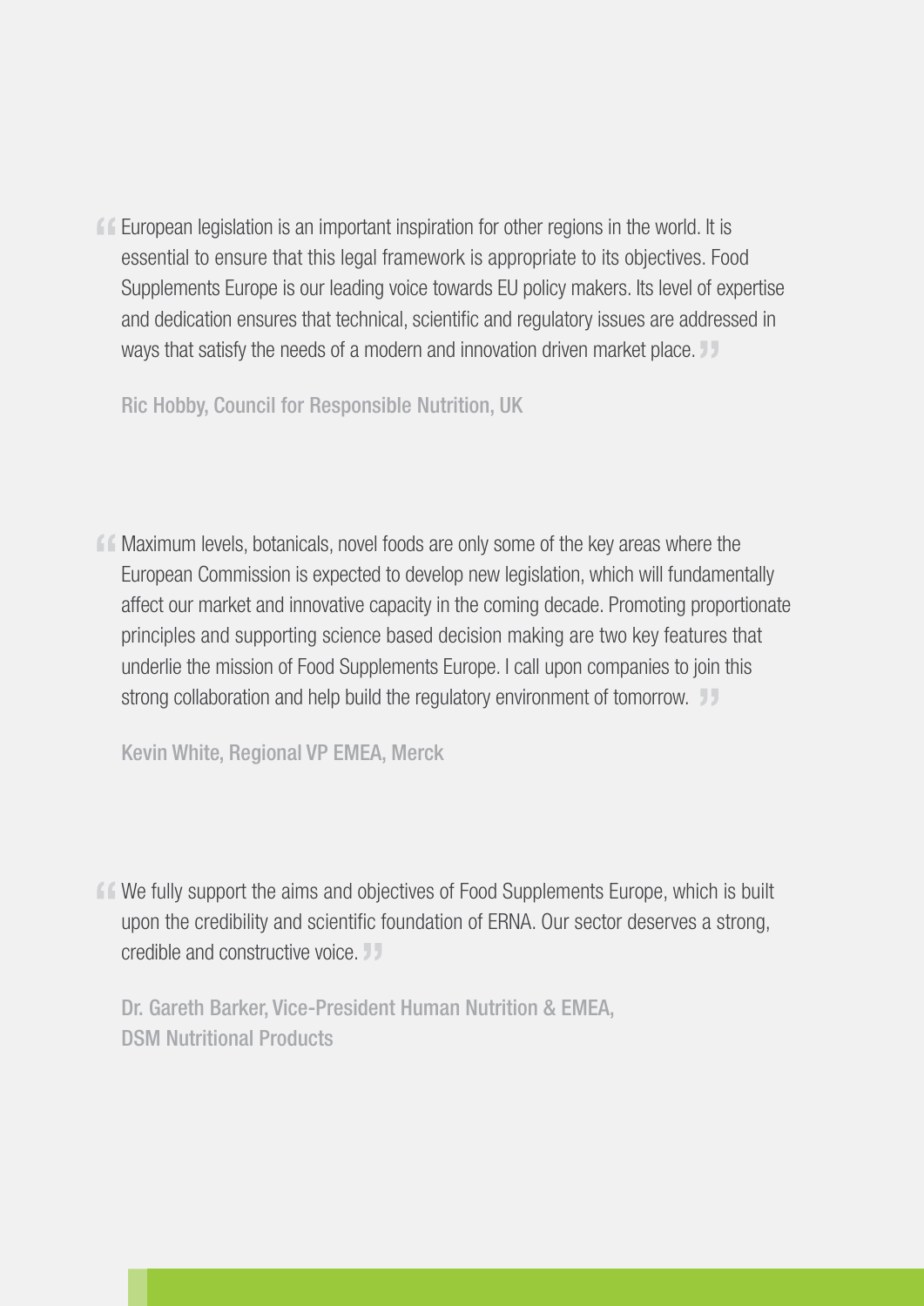"European legislation is an important inspiration for other regions in the world. It is essential to ensure that this legal framework is appropriate to its objectives. Food Supplements Europe is our leading voice towards EU policy makers. Its level of expertise and dedication ensures that technical, scientific and regulatory issues are addressed in ways that satisfy the needs of a modern and innovation driven market place."

**Ric Hobby, Council for Responsible Nutrition, UK**

"Maximum levels, botanicals, novel foods are only some of the key areas where the European Commission is expected to develop new legislation, which will fundamentally affect our market and innovative capacity in the coming decade. Promoting proportionate principles and supporting science based decision making are two key features that underlie the mission of Food Supplements Europe. I call upon companies to join this strong collaboration and help build the regulatory environment of tomorrow."

**Kevin White, Regional VP EMEA, Merck**

"We fully support the aims and objectives of Food Supplements Europe, which is built upon the credibility and scientific foundation of ERNA. Our sector deserves a strong, credible and constructive voice."

**Dr. Gareth Barker, Vice-President Human Nutrition & EMEA, DSM Nutritional Products**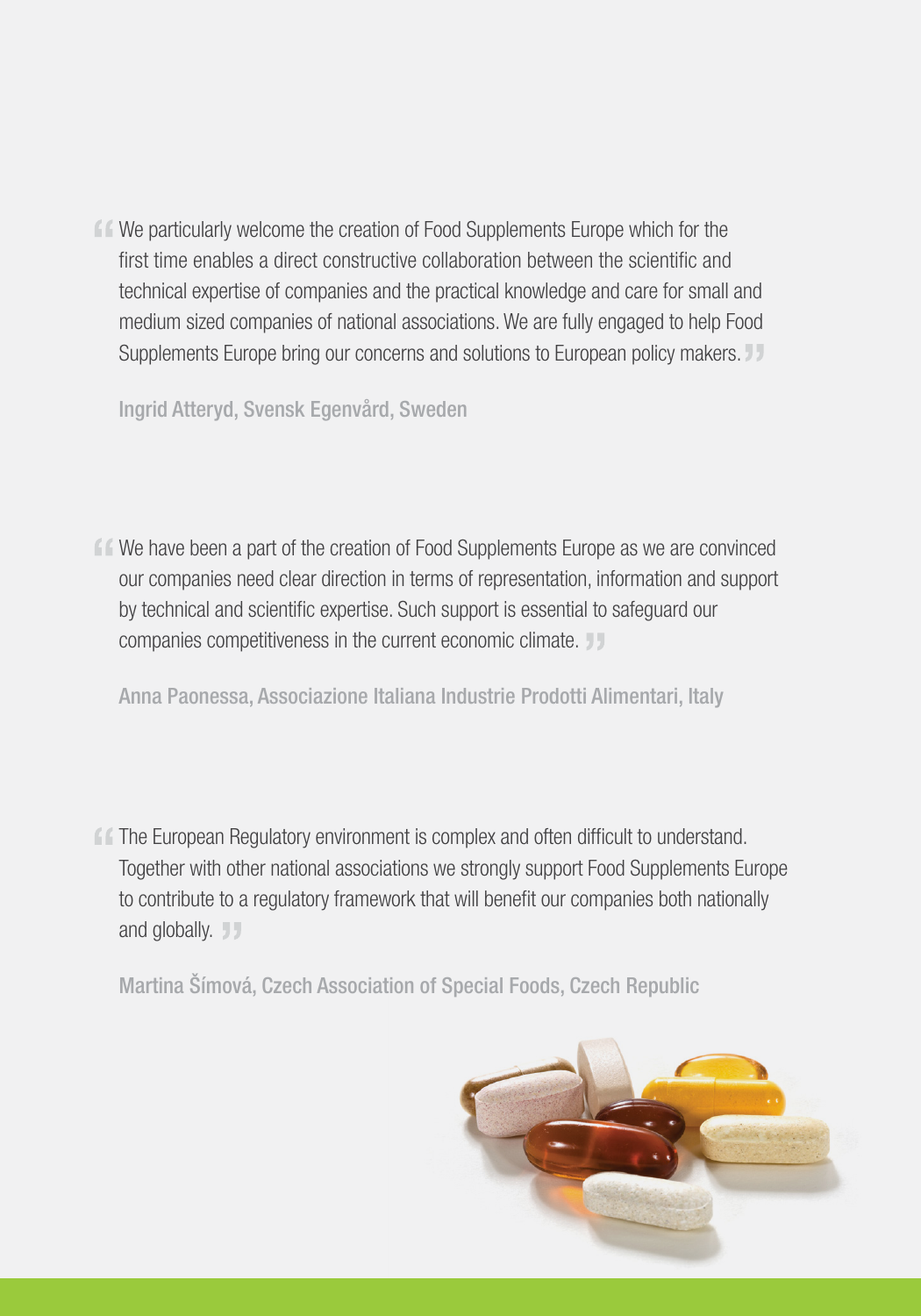> “We particularly welcome the creation of Food Supplements Europe which for the first time enables a direct constructive collaboration between the scientific and technical expertise of companies and the practical knowledge and care for small and medium sized companies of national associations. We are fully engaged to help Food Supplements Europe bring our concerns and solutions to European policy makers.”

**Ingrid Atteryd, Svensk Egenvård, Sweden**

> “We have been a part of the creation of Food Supplements Europe as we are convinced our companies need clear direction in terms of representation, information and support by technical and scientific expertise. Such support is essential to safeguard our companies competitiveness in the current economic climate.”

**Anna Paonessa, Associazione Italiana Industrie Prodotti Alimentari, Italy**

> “The European Regulatory environment is complex and often difficult to understand. Together with other national associations we strongly support Food Supplements Europe to contribute to a regulatory framework that will benefit our companies both nationally and globally.”

**Martina Šímová, Czech Association of Special Foods, Czech Republic**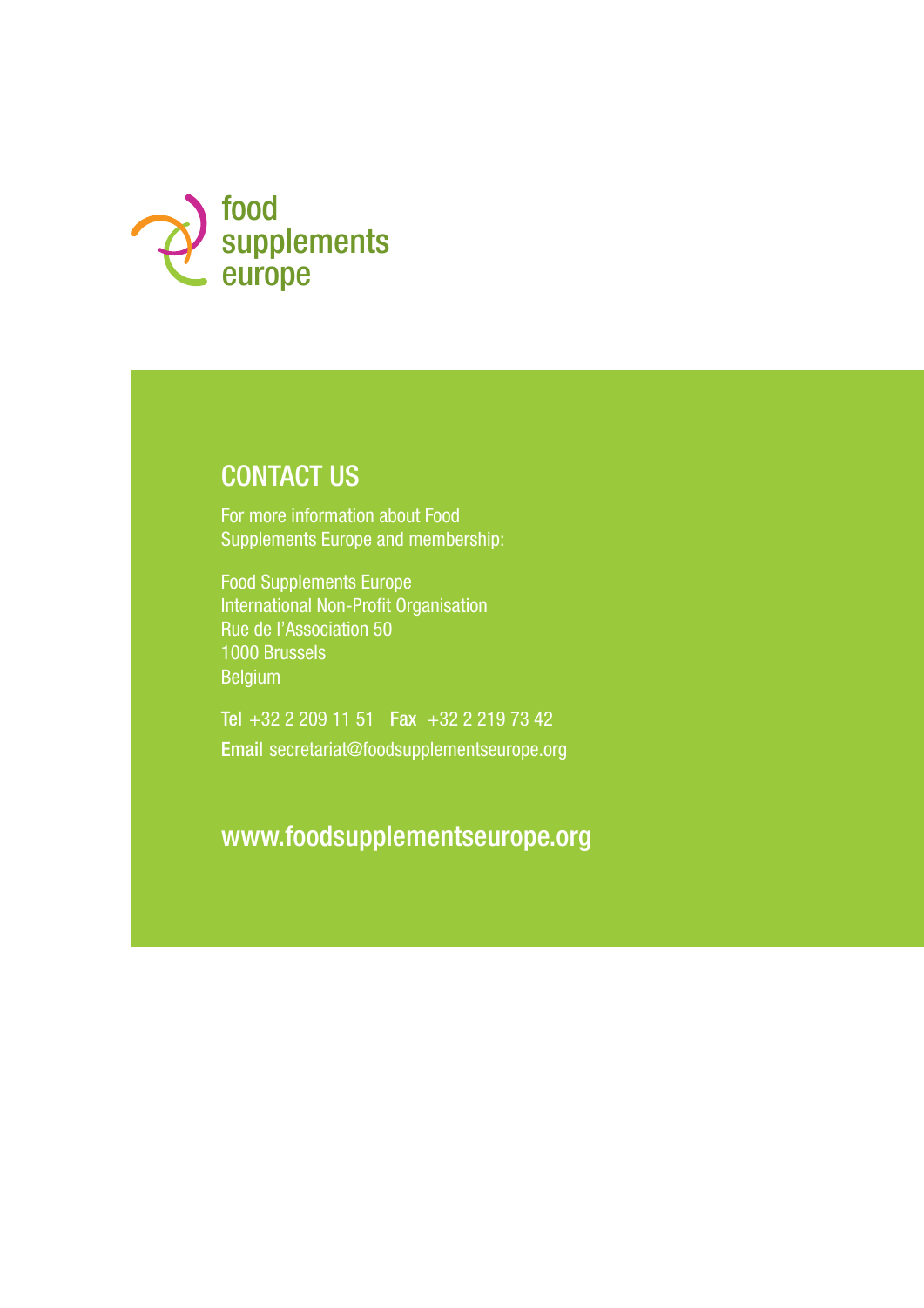food
supplements
europe

## CONTACT US

For more information about Food Supplements Europe and membership:

Food Supplements Europe
International Non-Profit Organisation
Rue de l'Association 50
1000 Brussels
Belgium

**Tel** +32 2 209 11 51 **Fax** +32 2 219 73 42
**Email** secretariat@foodsupplementseurope.org

www.foodsupplementseurope.org